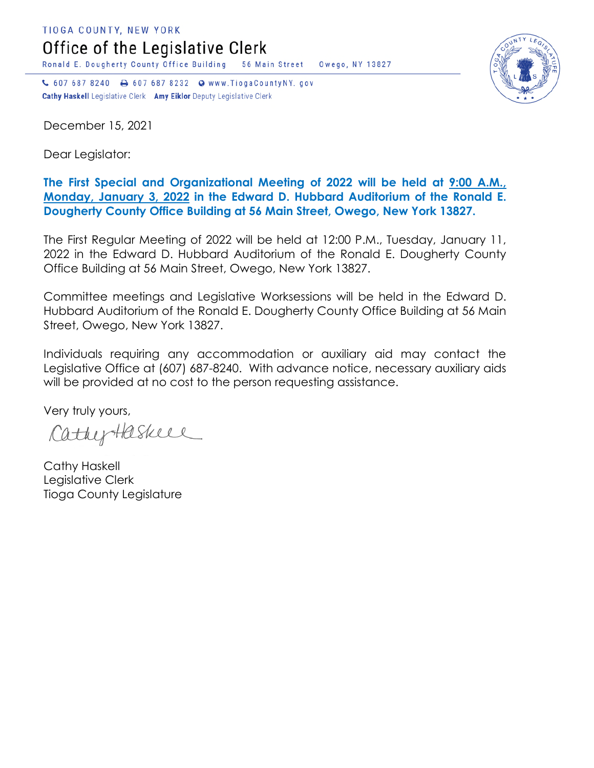TIOGA COUNTY, NEW YORK

# Office of the Legislative Clerk

Ronald E. Dougherty County Office Building 56 Main Street Owego, NY 13827

607 687 8240 607 687 8232 www.TiogaCountyNY.gov

**Cathy Haskell** Legislative Clerk **Amy Eiklor** Deputy Legislative Clerk

December 15, 2021

Dear Legislator:

**The First Special and Organizational Meeting of 2022 will be held at 9:00 A.M., Monday, January 3, 2022 in the Edward D. Hubbard Auditorium of the Ronald E. Dougherty County Office Building at 56 Main Street, Owego, New York 13827.**

The First Regular Meeting of 2022 will be held at 12:00 P.M., Tuesday, January 11, 2022 in the Edward D. Hubbard Auditorium of the Ronald E. Dougherty County Office Building at 56 Main Street, Owego, New York 13827.

Committee meetings and Legislative Worksessions will be held in the Edward D. Hubbard Auditorium of the Ronald E. Dougherty County Office Building at 56 Main Street, Owego, New York 13827.

Individuals requiring any accommodation or auxiliary aid may contact the Legislative Office at (607) 687-8240. With advance notice, necessary auxiliary aids will be provided at no cost to the person requesting assistance.

Very truly yours,

Cathy Haskell

Cathy Haskell
Legislative Clerk
Tioga County Legislature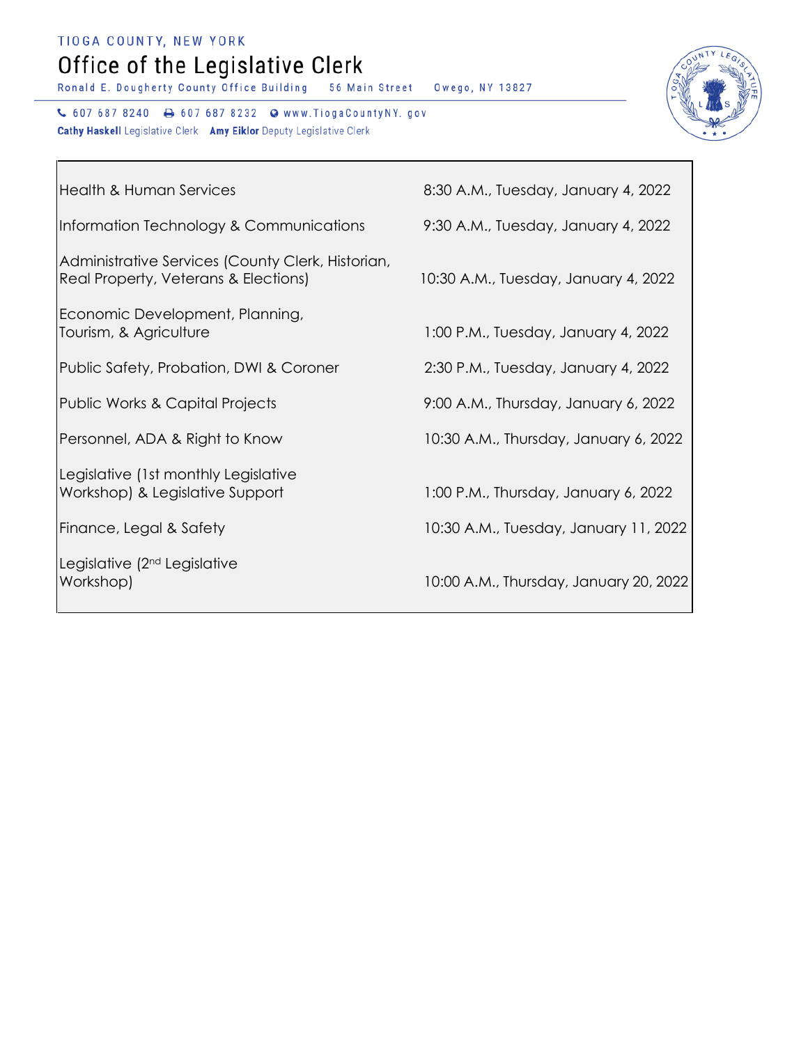TIOGA COUNTY, NEW YORK

# Office of the Legislative Clerk

Ronald E. Dougherty County Office Building 56 Main Street Owego, NY 13827

607 687 8240 607 687 8232 www.TiogaCountyNY.gov

**Cathy Haskell** Legislative Clerk **Amy Eiklor** Deputy Legislative Clerk

| | |
|---|---|
| Health & Human Services | 8:30 A.M., Tuesday, January 4, 2022 |
| Information Technology & Communications | 9:30 A.M., Tuesday, January 4, 2022 |
| Administrative Services (County Clerk, Historian, Real Property, Veterans & Elections) | 10:30 A.M., Tuesday, January 4, 2022 |
| Economic Development, Planning, Tourism, & Agriculture | 1:00 P.M., Tuesday, January 4, 2022 |
| Public Safety, Probation, DWI & Coroner | 2:30 P.M., Tuesday, January 4, 2022 |
| Public Works & Capital Projects | 9:00 A.M., Thursday, January 6, 2022 |
| Personnel, ADA & Right to Know | 10:30 A.M., Thursday, January 6, 2022 |
| Legislative (1st monthly Legislative Workshop) & Legislative Support | 1:00 P.M., Thursday, January 6, 2022 |
| Finance, Legal & Safety | 10:30 A.M., Tuesday, January 11, 2022 |
| Legislative (2nd Legislative Workshop) | 10:00 A.M., Thursday, January 20, 2022 |